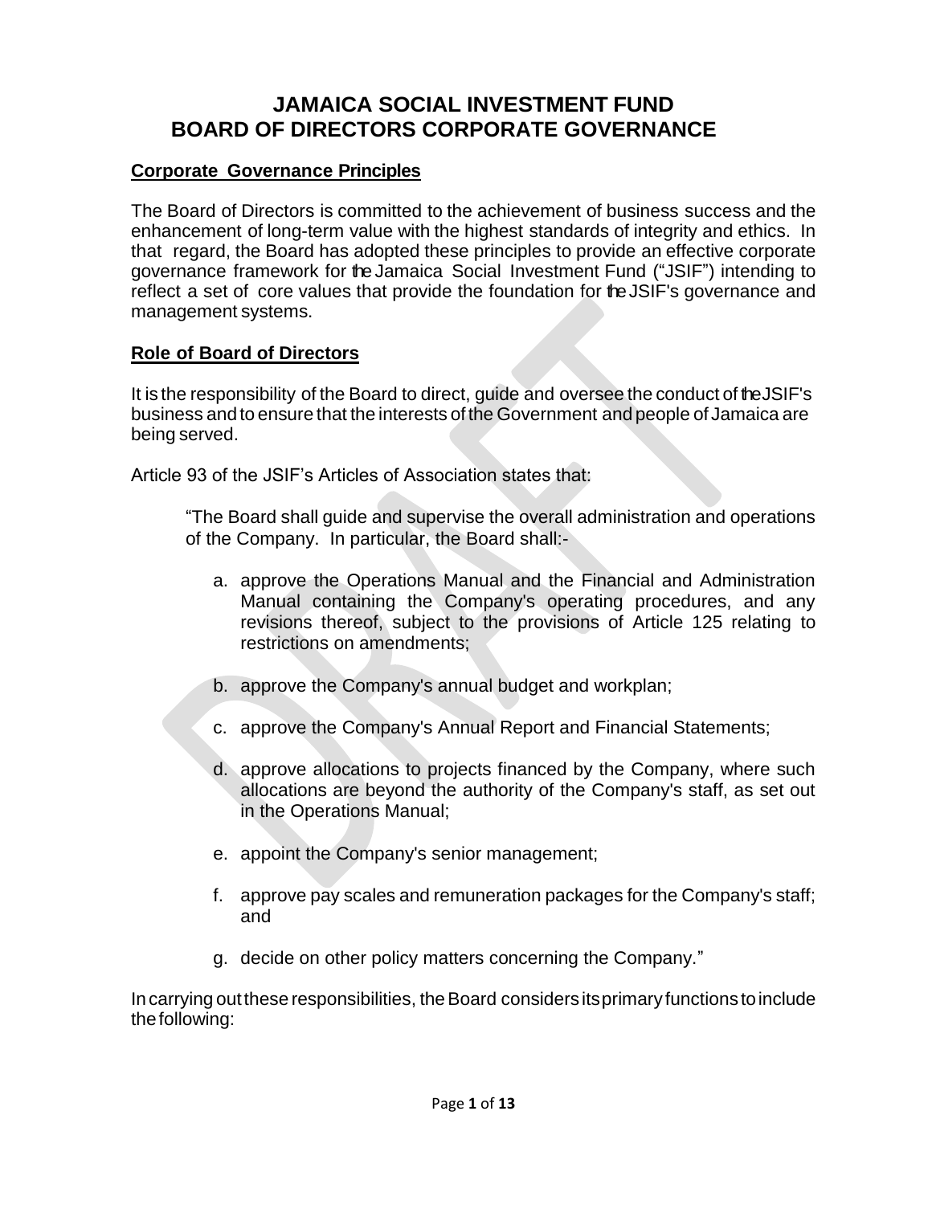# JAMAICA SOCIAL INVESTMENT FUND
# BOARD OF DIRECTORS CORPORATE GOVERNANCE

## Corporate Governance Principles

The Board of Directors is committed to the achievement of business success and the enhancement of long-term value with the highest standards of integrity and ethics. In that regard, the Board has adopted these principles to provide an effective corporate governance framework for the Jamaica Social Investment Fund ("JSIF") intending to reflect a set of core values that provide the foundation for the JSIF's governance and management systems.

## Role of Board of Directors

It is the responsibility of the Board to direct, guide and oversee the conduct of the JSIF's business and to ensure that the interests of the Government and people of Jamaica are being served.

Article 93 of the JSIF's Articles of Association states that:

> "The Board shall guide and supervise the overall administration and operations of the Company. In particular, the Board shall:-
>
> a. approve the Operations Manual and the Financial and Administration Manual containing the Company's operating procedures, and any revisions thereof, subject to the provisions of Article 125 relating to restrictions on amendments;
>
> b. approve the Company's annual budget and workplan;
>
> c. approve the Company's Annual Report and Financial Statements;
>
> d. approve allocations to projects financed by the Company, where such allocations are beyond the authority of the Company's staff, as set out in the Operations Manual;
>
> e. appoint the Company's senior management;
>
> f. approve pay scales and remuneration packages for the Company's staff; and
>
> g. decide on other policy matters concerning the Company."

In carrying out these responsibilities, the Board considers its primary functions to include the following: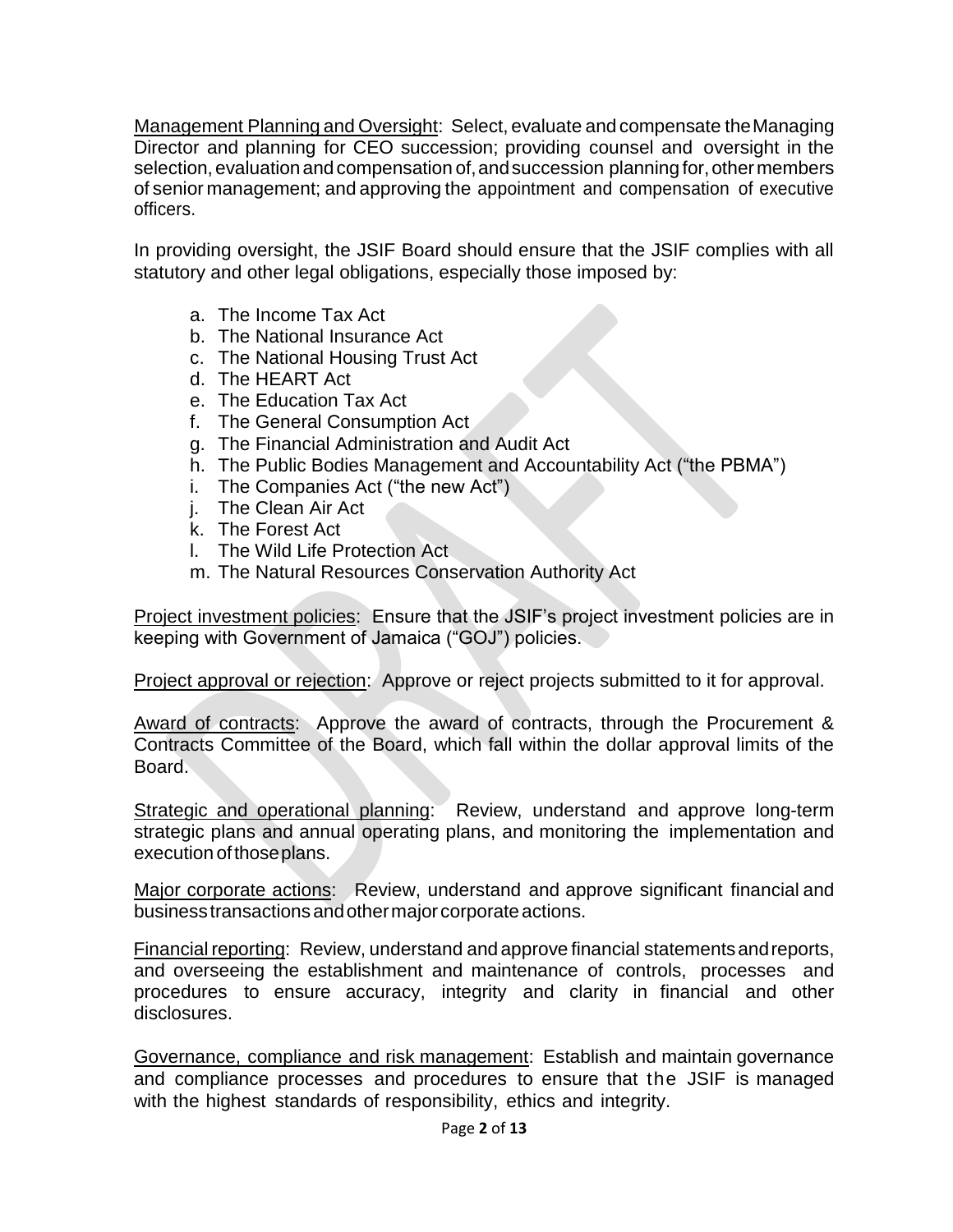Management Planning and Oversight: Select, evaluate and compensate the Managing Director and planning for CEO succession; providing counsel and oversight in the selection, evaluation and compensation of, and succession planning for, other members of senior management; and approving the appointment and compensation of executive officers.

In providing oversight, the JSIF Board should ensure that the JSIF complies with all statutory and other legal obligations, especially those imposed by:

a. The Income Tax Act
b. The National Insurance Act
c. The National Housing Trust Act
d. The HEART Act
e. The Education Tax Act
f. The General Consumption Act
g. The Financial Administration and Audit Act
h. The Public Bodies Management and Accountability Act ("the PBMA")
i. The Companies Act ("the new Act")
j. The Clean Air Act
k. The Forest Act
l. The Wild Life Protection Act
m. The Natural Resources Conservation Authority Act

Project investment policies: Ensure that the JSIF's project investment policies are in keeping with Government of Jamaica ("GOJ") policies.

Project approval or rejection: Approve or reject projects submitted to it for approval.

Award of contracts: Approve the award of contracts, through the Procurement & Contracts Committee of the Board, which fall within the dollar approval limits of the Board.

Strategic and operational planning: Review, understand and approve long-term strategic plans and annual operating plans, and monitoring the implementation and execution of those plans.

Major corporate actions: Review, understand and approve significant financial and business transactions and other major corporate actions.

Financial reporting: Review, understand and approve financial statements and reports, and overseeing the establishment and maintenance of controls, processes and procedures to ensure accuracy, integrity and clarity in financial and other disclosures.

Governance, compliance and risk management: Establish and maintain governance and compliance processes and procedures to ensure that the JSIF is managed with the highest standards of responsibility, ethics and integrity.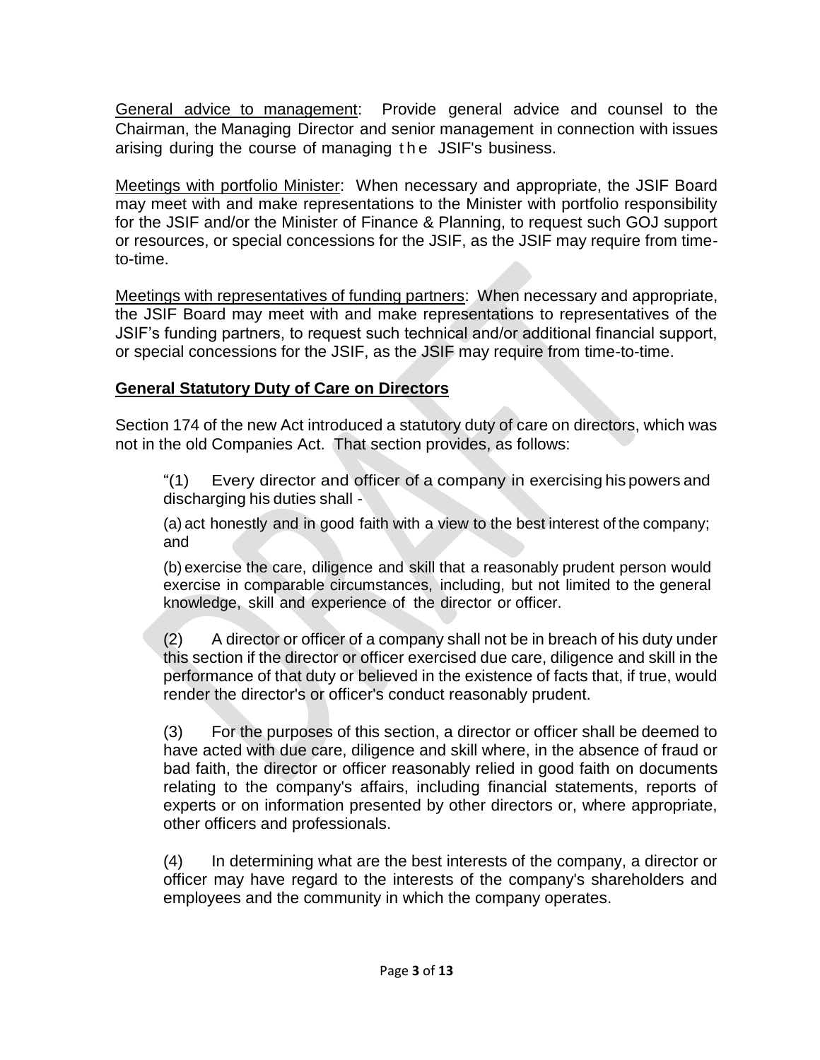General advice to management: Provide general advice and counsel to the Chairman, the Managing Director and senior management in connection with issues arising during the course of managing the JSIF's business.

Meetings with portfolio Minister: When necessary and appropriate, the JSIF Board may meet with and make representations to the Minister with portfolio responsibility for the JSIF and/or the Minister of Finance & Planning, to request such GOJ support or resources, or special concessions for the JSIF, as the JSIF may require from time-to-time.

Meetings with representatives of funding partners: When necessary and appropriate, the JSIF Board may meet with and make representations to representatives of the JSIF's funding partners, to request such technical and/or additional financial support, or special concessions for the JSIF, as the JSIF may require from time-to-time.

**General Statutory Duty of Care on Directors**

Section 174 of the new Act introduced a statutory duty of care on directors, which was not in the old Companies Act. That section provides, as follows:

> "(1) Every director and officer of a company in exercising his powers and discharging his duties shall -
>
> (a) act honestly and in good faith with a view to the best interest of the company; and
>
> (b) exercise the care, diligence and skill that a reasonably prudent person would exercise in comparable circumstances, including, but not limited to the general knowledge, skill and experience of the director or officer.
>
> (2) A director or officer of a company shall not be in breach of his duty under this section if the director or officer exercised due care, diligence and skill in the performance of that duty or believed in the existence of facts that, if true, would render the director's or officer's conduct reasonably prudent.
>
> (3) For the purposes of this section, a director or officer shall be deemed to have acted with due care, diligence and skill where, in the absence of fraud or bad faith, the director or officer reasonably relied in good faith on documents relating to the company's affairs, including financial statements, reports of experts or on information presented by other directors or, where appropriate, other officers and professionals.
>
> (4) In determining what are the best interests of the company, a director or officer may have regard to the interests of the company's shareholders and employees and the community in which the company operates.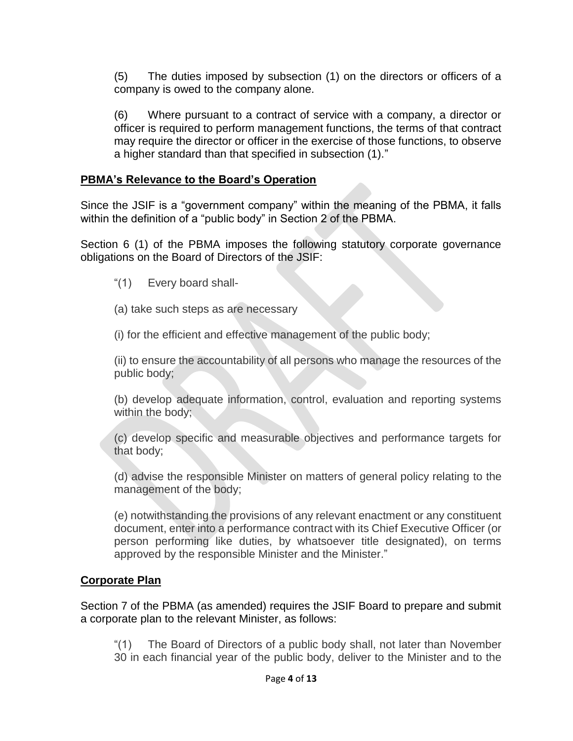(5) The duties imposed by subsection (1) on the directors or officers of a company is owed to the company alone.

(6) Where pursuant to a contract of service with a company, a director or officer is required to perform management functions, the terms of that contract may require the director or officer in the exercise of those functions, to observe a higher standard than that specified in subsection (1)."

## PBMA's Relevance to the Board's Operation

Since the JSIF is a "government company" within the meaning of the PBMA, it falls within the definition of a "public body" in Section 2 of the PBMA.

Section 6 (1) of the PBMA imposes the following statutory corporate governance obligations on the Board of Directors of the JSIF:

"(1) Every board shall-

(a) take such steps as are necessary

(i) for the efficient and effective management of the public body;

(ii) to ensure the accountability of all persons who manage the resources of the public body;

(b) develop adequate information, control, evaluation and reporting systems within the body;

(c) develop specific and measurable objectives and performance targets for that body;

(d) advise the responsible Minister on matters of general policy relating to the management of the body;

(e) notwithstanding the provisions of any relevant enactment or any constituent document, enter into a performance contract with its Chief Executive Officer (or person performing like duties, by whatsoever title designated), on terms approved by the responsible Minister and the Minister."

## Corporate Plan

Section 7 of the PBMA (as amended) requires the JSIF Board to prepare and submit a corporate plan to the relevant Minister, as follows:

"(1) The Board of Directors of a public body shall, not later than November 30 in each financial year of the public body, deliver to the Minister and to the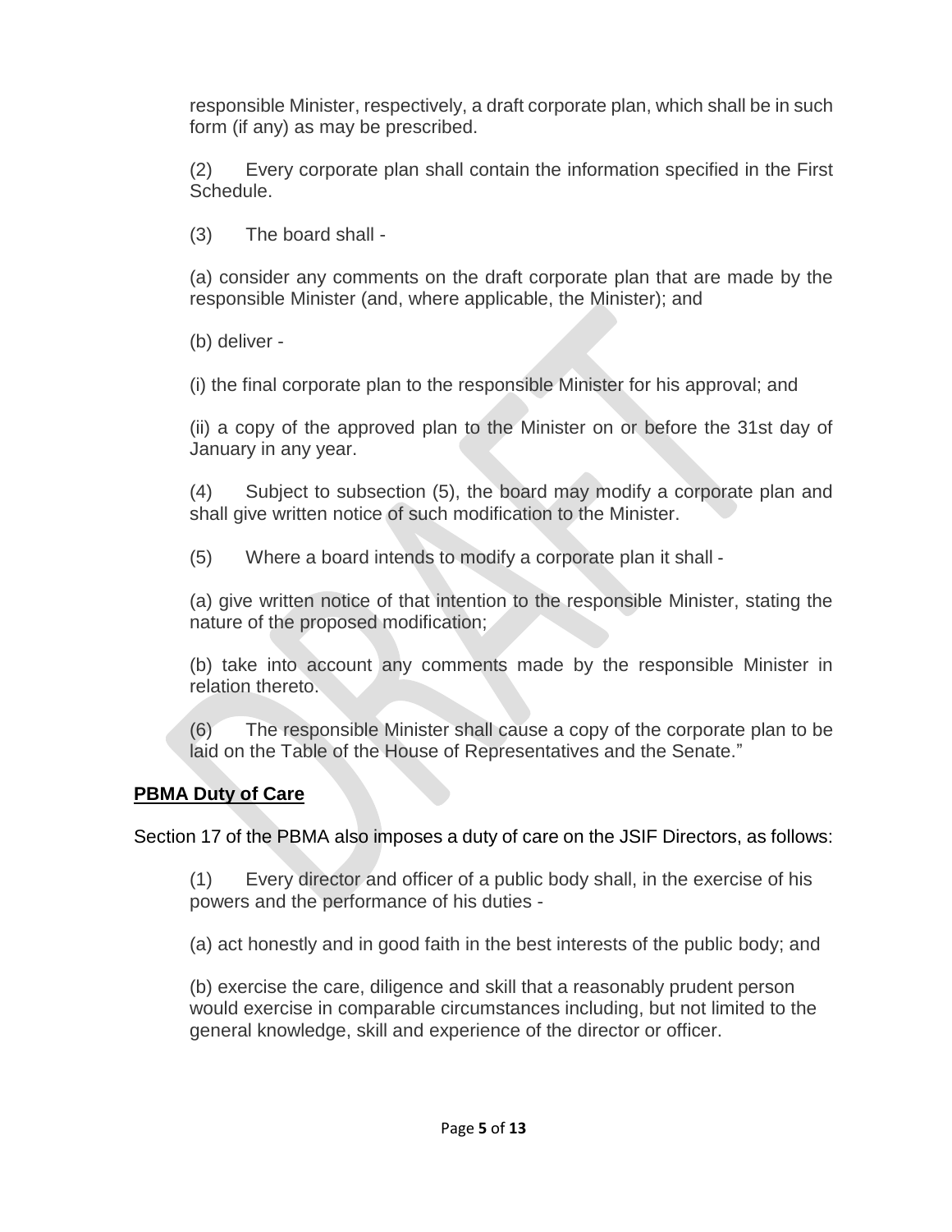responsible Minister, respectively, a draft corporate plan, which shall be in such form (if any) as may be prescribed.

(2) Every corporate plan shall contain the information specified in the First Schedule.

(3) The board shall -

(a) consider any comments on the draft corporate plan that are made by the responsible Minister (and, where applicable, the Minister); and

(b) deliver -

(i) the final corporate plan to the responsible Minister for his approval; and

(ii) a copy of the approved plan to the Minister on or before the 31st day of January in any year.

(4) Subject to subsection (5), the board may modify a corporate plan and shall give written notice of such modification to the Minister.

(5) Where a board intends to modify a corporate plan it shall -

(a) give written notice of that intention to the responsible Minister, stating the nature of the proposed modification;

(b) take into account any comments made by the responsible Minister in relation thereto.

(6) The responsible Minister shall cause a copy of the corporate plan to be laid on the Table of the House of Representatives and the Senate."

**PBMA Duty of Care**

Section 17 of the PBMA also imposes a duty of care on the JSIF Directors, as follows:

(1) Every director and officer of a public body shall, in the exercise of his powers and the performance of his duties -

(a) act honestly and in good faith in the best interests of the public body; and

(b) exercise the care, diligence and skill that a reasonably prudent person would exercise in comparable circumstances including, but not limited to the general knowledge, skill and experience of the director or officer.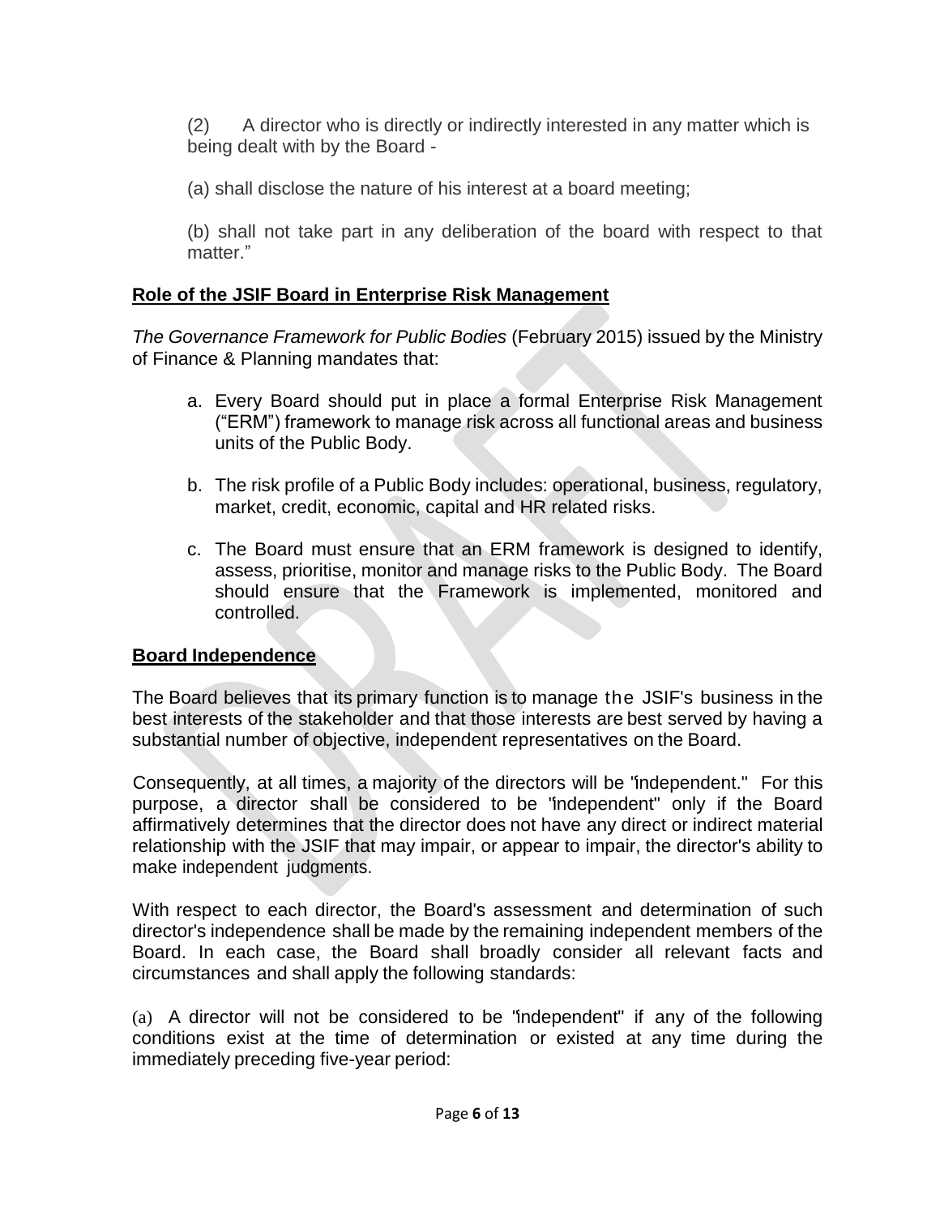(2) A director who is directly or indirectly interested in any matter which is being dealt with by the Board -

(a) shall disclose the nature of his interest at a board meeting;

(b) shall not take part in any deliberation of the board with respect to that matter."

## Role of the JSIF Board in Enterprise Risk Management

*The Governance Framework for Public Bodies* (February 2015) issued by the Ministry of Finance & Planning mandates that:

a. Every Board should put in place a formal Enterprise Risk Management ("ERM") framework to manage risk across all functional areas and business units of the Public Body.

b. The risk profile of a Public Body includes: operational, business, regulatory, market, credit, economic, capital and HR related risks.

c. The Board must ensure that an ERM framework is designed to identify, assess, prioritise, monitor and manage risks to the Public Body. The Board should ensure that the Framework is implemented, monitored and controlled.

## Board Independence

The Board believes that its primary function is to manage the JSIF's business in the best interests of the stakeholder and that those interests are best served by having a substantial number of objective, independent representatives on the Board.

Consequently, at all times, a majority of the directors will be "independent." For this purpose, a director shall be considered to be "independent" only if the Board affirmatively determines that the director does not have any direct or indirect material relationship with the JSIF that may impair, or appear to impair, the director's ability to make independent judgments.

With respect to each director, the Board's assessment and determination of such director's independence shall be made by the remaining independent members of the Board. In each case, the Board shall broadly consider all relevant facts and circumstances and shall apply the following standards:

(a) A director will not be considered to be "independent" if any of the following conditions exist at the time of determination or existed at any time during the immediately preceding five-year period: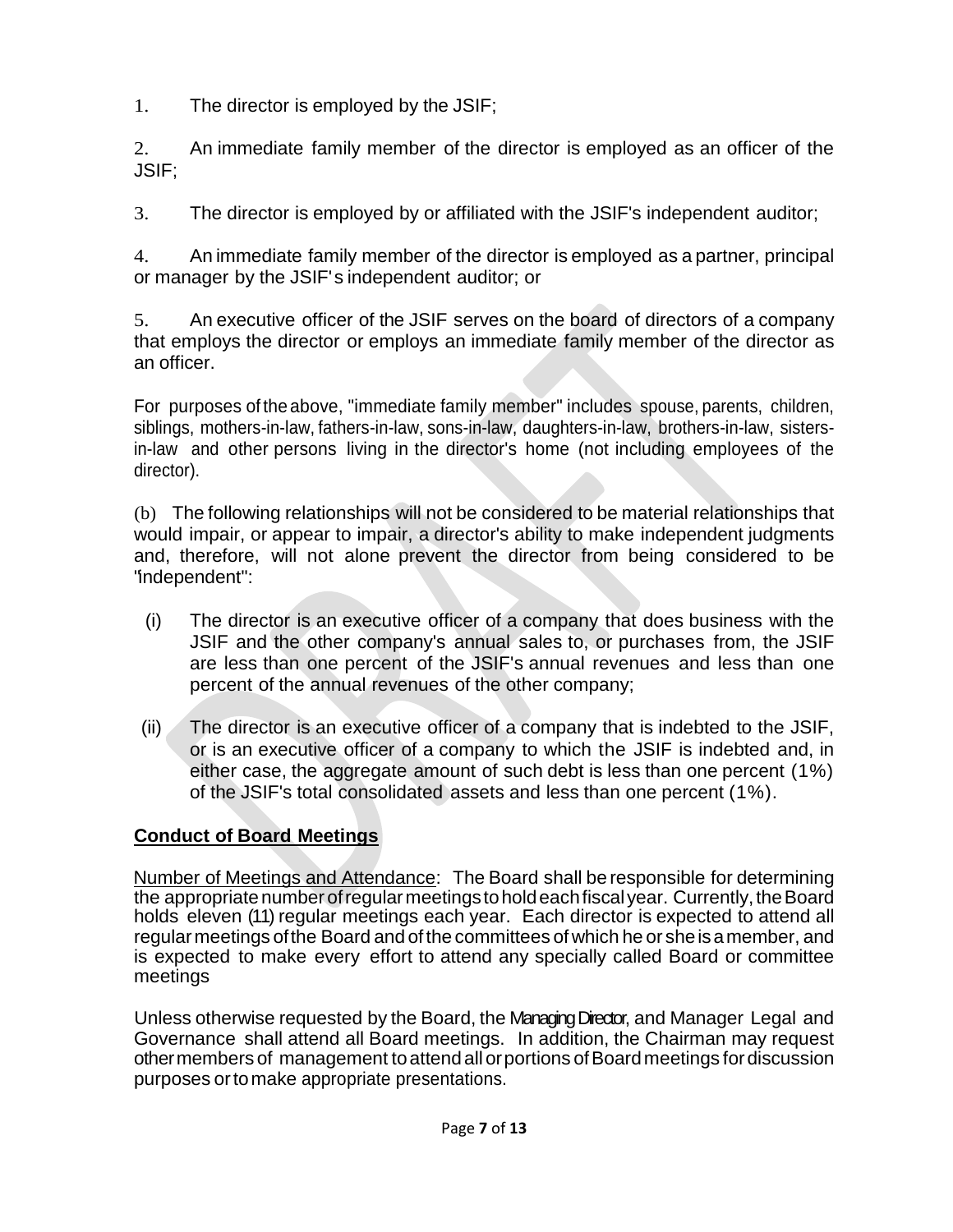1. The director is employed by the JSIF;

2. An immediate family member of the director is employed as an officer of the JSIF;

3. The director is employed by or affiliated with the JSIF's independent auditor;

4. An immediate family member of the director is employed as a partner, principal or manager by the JSIF's independent auditor; or

5. An executive officer of the JSIF serves on the board of directors of a company that employs the director or employs an immediate family member of the director as an officer.

For purposes of the above, "immediate family member" includes spouse, parents, children, siblings, mothers-in-law, fathers-in-law, sons-in-law, daughters-in-law, brothers-in-law, sisters-in-law and other persons living in the director's home (not including employees of the director).

(b) The following relationships will not be considered to be material relationships that would impair, or appear to impair, a director's ability to make independent judgments and, therefore, will not alone prevent the director from being considered to be "independent":

(i) The director is an executive officer of a company that does business with the JSIF and the other company's annual sales to, or purchases from, the JSIF are less than one percent of the JSIF's annual revenues and less than one percent of the annual revenues of the other company;

(ii) The director is an executive officer of a company that is indebted to the JSIF, or is an executive officer of a company to which the JSIF is indebted and, in either case, the aggregate amount of such debt is less than one percent (1%) of the JSIF's total consolidated assets and less than one percent (1%).

## Conduct of Board Meetings

Number of Meetings and Attendance: The Board shall be responsible for determining the appropriate number of regular meetings to hold each fiscal year. Currently, the Board holds eleven (11) regular meetings each year. Each director is expected to attend all regular meetings of the Board and of the committees of which he or she is a member, and is expected to make every effort to attend any specially called Board or committee meetings

Unless otherwise requested by the Board, the Managing Director, and Manager Legal and Governance shall attend all Board meetings. In addition, the Chairman may request other members of management to attend all or portions of Board meetings for discussion purposes or to make appropriate presentations.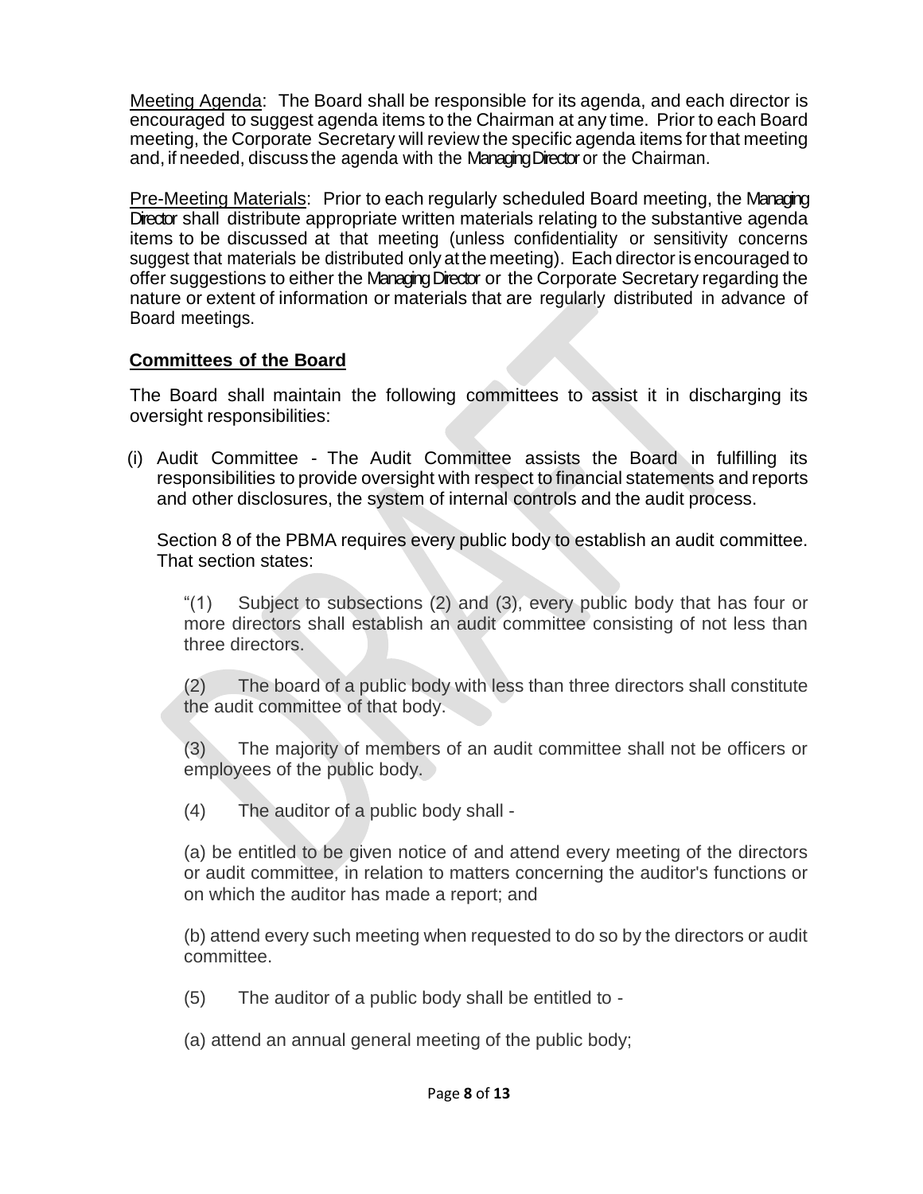Meeting Agenda: The Board shall be responsible for its agenda, and each director is encouraged to suggest agenda items to the Chairman at any time. Prior to each Board meeting, the Corporate Secretary will review the specific agenda items for that meeting and, if needed, discuss the agenda with the Managing Director or the Chairman.

Pre-Meeting Materials: Prior to each regularly scheduled Board meeting, the Managing Director shall distribute appropriate written materials relating to the substantive agenda items to be discussed at that meeting (unless confidentiality or sensitivity concerns suggest that materials be distributed only at the meeting). Each director is encouraged to offer suggestions to either the Managing Director or the Corporate Secretary regarding the nature or extent of information or materials that are regularly distributed in advance of Board meetings.

## Committees of the Board

The Board shall maintain the following committees to assist it in discharging its oversight responsibilities:

(i) Audit Committee - The Audit Committee assists the Board in fulfilling its responsibilities to provide oversight with respect to financial statements and reports and other disclosures, the system of internal controls and the audit process.

Section 8 of the PBMA requires every public body to establish an audit committee. That section states:

"(1) Subject to subsections (2) and (3), every public body that has four or more directors shall establish an audit committee consisting of not less than three directors.

(2) The board of a public body with less than three directors shall constitute the audit committee of that body.

(3) The majority of members of an audit committee shall not be officers or employees of the public body.

(4) The auditor of a public body shall -

(a) be entitled to be given notice of and attend every meeting of the directors or audit committee, in relation to matters concerning the auditor's functions or on which the auditor has made a report; and

(b) attend every such meeting when requested to do so by the directors or audit committee.

(5) The auditor of a public body shall be entitled to -

(a) attend an annual general meeting of the public body;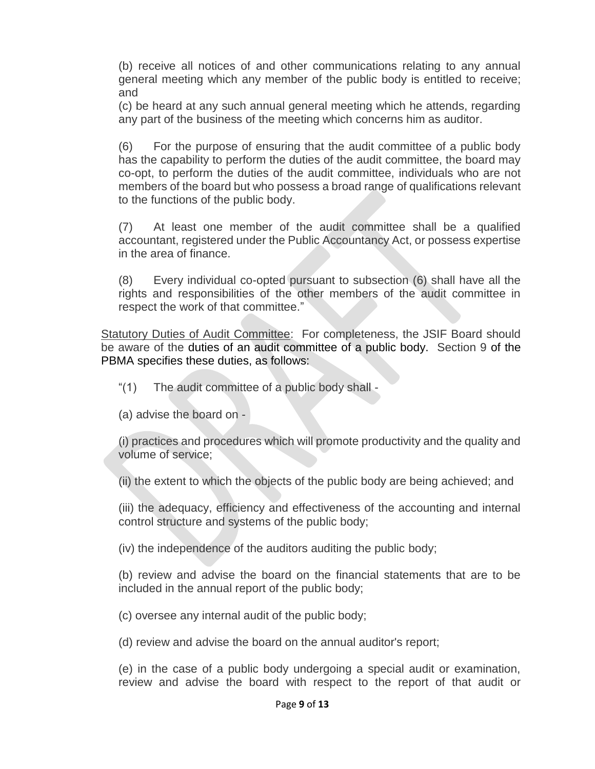(b) receive all notices of and other communications relating to any annual general meeting which any member of the public body is entitled to receive; and

(c) be heard at any such annual general meeting which he attends, regarding any part of the business of the meeting which concerns him as auditor.

(6) For the purpose of ensuring that the audit committee of a public body has the capability to perform the duties of the audit committee, the board may co-opt, to perform the duties of the audit committee, individuals who are not members of the board but who possess a broad range of qualifications relevant to the functions of the public body.

(7) At least one member of the audit committee shall be a qualified accountant, registered under the Public Accountancy Act, or possess expertise in the area of finance.

(8) Every individual co-opted pursuant to subsection (6) shall have all the rights and responsibilities of the other members of the audit committee in respect the work of that committee."

Statutory Duties of Audit Committee: For completeness, the JSIF Board should be aware of the duties of an audit committee of a public body. Section 9 of the PBMA specifies these duties, as follows:

"(1) The audit committee of a public body shall -

(a) advise the board on -

(i) practices and procedures which will promote productivity and the quality and volume of service;

(ii) the extent to which the objects of the public body are being achieved; and

(iii) the adequacy, efficiency and effectiveness of the accounting and internal control structure and systems of the public body;

(iv) the independence of the auditors auditing the public body;

(b) review and advise the board on the financial statements that are to be included in the annual report of the public body;

(c) oversee any internal audit of the public body;

(d) review and advise the board on the annual auditor's report;

(e) in the case of a public body undergoing a special audit or examination, review and advise the board with respect to the report of that audit or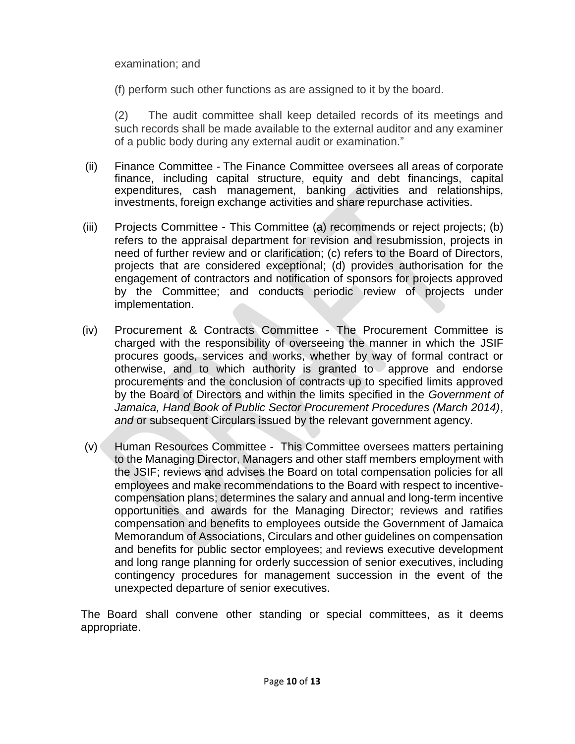examination; and

(f) perform such other functions as are assigned to it by the board.

(2) The audit committee shall keep detailed records of its meetings and such records shall be made available to the external auditor and any examiner of a public body during any external audit or examination."

(ii) Finance Committee - The Finance Committee oversees all areas of corporate finance, including capital structure, equity and debt financings, capital expenditures, cash management, banking activities and relationships, investments, foreign exchange activities and share repurchase activities.

(iii) Projects Committee - This Committee (a) recommends or reject projects; (b) refers to the appraisal department for revision and resubmission, projects in need of further review and or clarification; (c) refers to the Board of Directors, projects that are considered exceptional; (d) provides authorisation for the engagement of contractors and notification of sponsors for projects approved by the Committee; and conducts periodic review of projects under implementation.

(iv) Procurement & Contracts Committee - The Procurement Committee is charged with the responsibility of overseeing the manner in which the JSIF procures goods, services and works, whether by way of formal contract or otherwise, and to which authority is granted to approve and endorse procurements and the conclusion of contracts up to specified limits approved by the Board of Directors and within the limits specified in the *Government of Jamaica, Hand Book of Public Sector Procurement Procedures (March 2014)*, *and* or subsequent Circulars issued by the relevant government agency.

(v) Human Resources Committee - This Committee oversees matters pertaining to the Managing Director, Managers and other staff members employment with the JSIF; reviews and advises the Board on total compensation policies for all employees and make recommendations to the Board with respect to incentive-compensation plans; determines the salary and annual and long-term incentive opportunities and awards for the Managing Director; reviews and ratifies compensation and benefits to employees outside the Government of Jamaica Memorandum of Associations, Circulars and other guidelines on compensation and benefits for public sector employees; and reviews executive development and long range planning for orderly succession of senior executives, including contingency procedures for management succession in the event of the unexpected departure of senior executives.

The Board shall convene other standing or special committees, as it deems appropriate.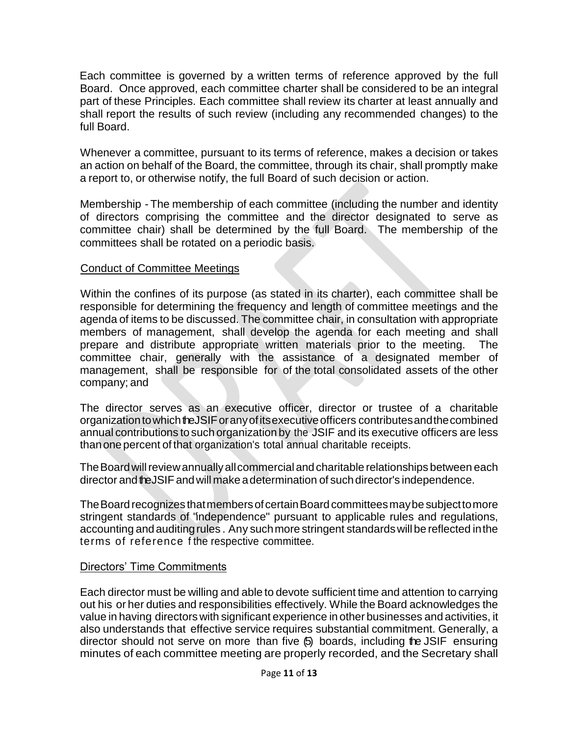Each committee is governed by a written terms of reference approved by the full Board. Once approved, each committee charter shall be considered to be an integral part of these Principles. Each committee shall review its charter at least annually and shall report the results of such review (including any recommended changes) to the full Board.

Whenever a committee, pursuant to its terms of reference, makes a decision or takes an action on behalf of the Board, the committee, through its chair, shall promptly make a report to, or otherwise notify, the full Board of such decision or action.

Membership - The membership of each committee (including the number and identity of directors comprising the committee and the director designated to serve as committee chair) shall be determined by the full Board. The membership of the committees shall be rotated on a periodic basis.

Conduct of Committee Meetings

Within the confines of its purpose (as stated in its charter), each committee shall be responsible for determining the frequency and length of committee meetings and the agenda of items to be discussed. The committee chair, in consultation with appropriate members of management, shall develop the agenda for each meeting and shall prepare and distribute appropriate written materials prior to the meeting. The committee chair, generally with the assistance of a designated member of management, shall be responsible for of the total consolidated assets of the other company; and

The director serves as an executive officer, director or trustee of a charitable organization to which the JSIF or any of its executive officers contributes and the combined annual contributions to such organization by the JSIF and its executive officers are less than one percent of that organization's total annual charitable receipts.

The Board will review annually all commercial and charitable relationships between each director and the JSIF and will make a determination of such director's independence.

The Board recognizes that members of certain Board committees may be subject to more stringent standards of "independence" pursuant to applicable rules and regulations, accounting and auditing rules. Any such more stringent standards will be reflected in the terms of reference f the respective committee.

Directors' Time Commitments

Each director must be willing and able to devote sufficient time and attention to carrying out his or her duties and responsibilities effectively. While the Board acknowledges the value in having directors with significant experience in other businesses and activities, it also understands that effective service requires substantial commitment. Generally, a director should not serve on more than five (5) boards, including the JSIF ensuring minutes of each committee meeting are properly recorded, and the Secretary shall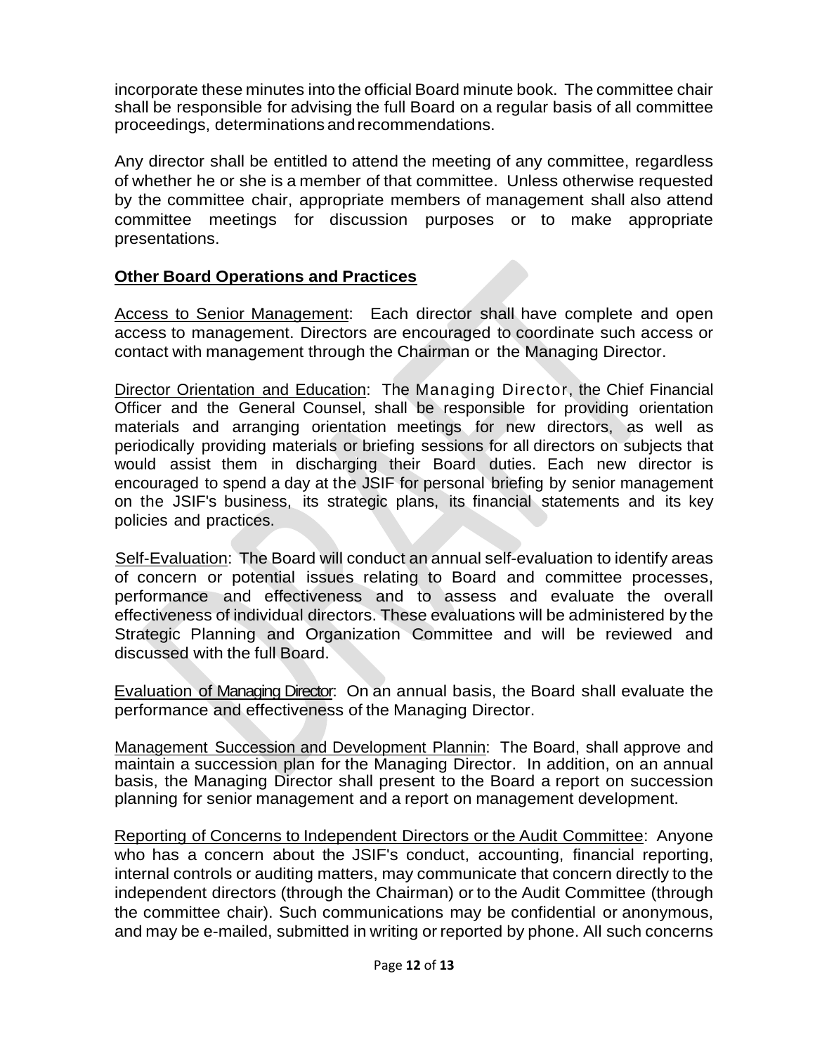incorporate these minutes into the official Board minute book. The committee chair shall be responsible for advising the full Board on a regular basis of all committee proceedings, determinations and recommendations.

Any director shall be entitled to attend the meeting of any committee, regardless of whether he or she is a member of that committee. Unless otherwise requested by the committee chair, appropriate members of management shall also attend committee meetings for discussion purposes or to make appropriate presentations.

## Other Board Operations and Practices

Access to Senior Management: Each director shall have complete and open access to management. Directors are encouraged to coordinate such access or contact with management through the Chairman or the Managing Director.

Director Orientation and Education: The Managing Director, the Chief Financial Officer and the General Counsel, shall be responsible for providing orientation materials and arranging orientation meetings for new directors, as well as periodically providing materials or briefing sessions for all directors on subjects that would assist them in discharging their Board duties. Each new director is encouraged to spend a day at the JSIF for personal briefing by senior management on the JSIF's business, its strategic plans, its financial statements and its key policies and practices.

Self-Evaluation: The Board will conduct an annual self-evaluation to identify areas of concern or potential issues relating to Board and committee processes, performance and effectiveness and to assess and evaluate the overall effectiveness of individual directors. These evaluations will be administered by the Strategic Planning and Organization Committee and will be reviewed and discussed with the full Board.

Evaluation of Managing Director: On an annual basis, the Board shall evaluate the performance and effectiveness of the Managing Director.

Management Succession and Development Plannin: The Board, shall approve and maintain a succession plan for the Managing Director. In addition, on an annual basis, the Managing Director shall present to the Board a report on succession planning for senior management and a report on management development.

Reporting of Concerns to Independent Directors or the Audit Committee: Anyone who has a concern about the JSIF's conduct, accounting, financial reporting, internal controls or auditing matters, may communicate that concern directly to the independent directors (through the Chairman) or to the Audit Committee (through the committee chair). Such communications may be confidential or anonymous, and may be e-mailed, submitted in writing or reported by phone. All such concerns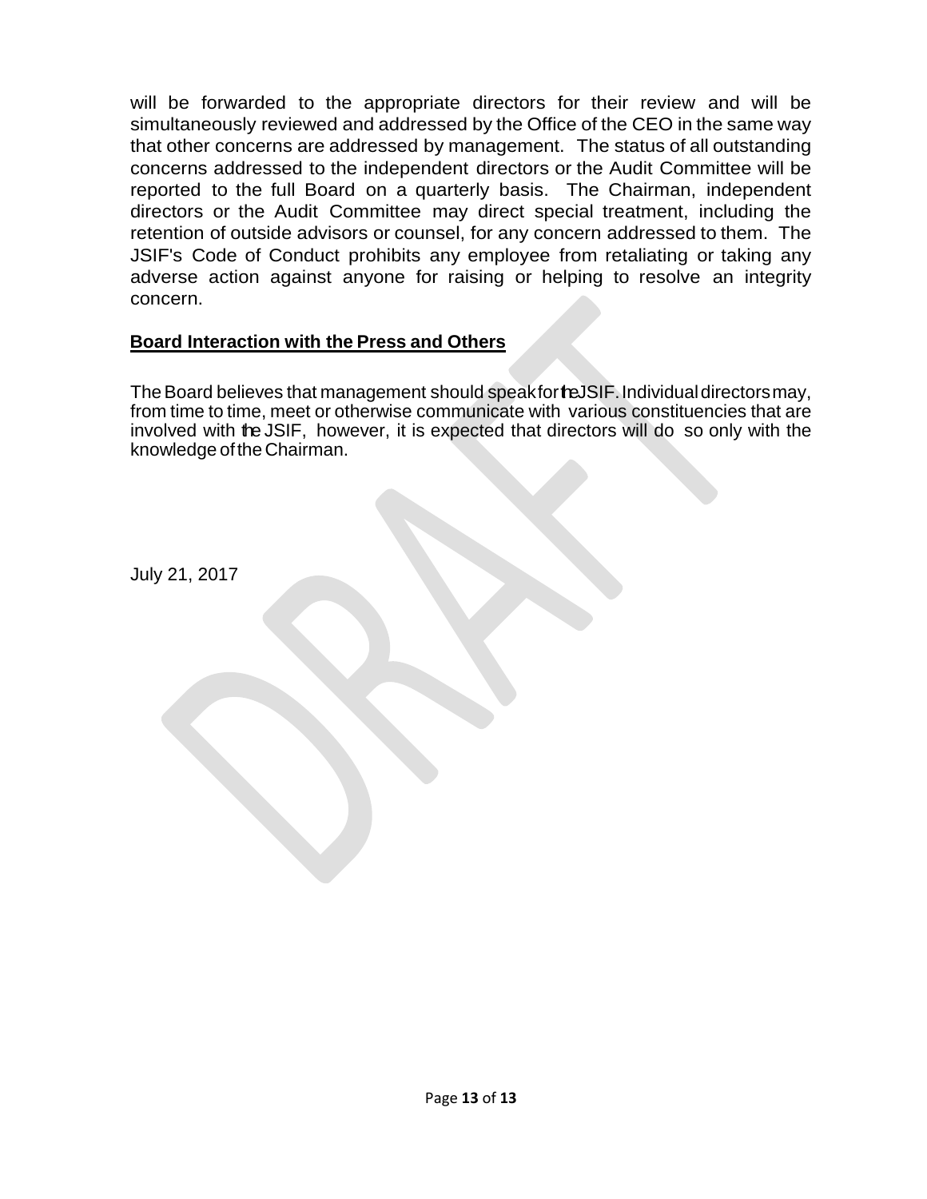will be forwarded to the appropriate directors for their review and will be simultaneously reviewed and addressed by the Office of the CEO in the same way that other concerns are addressed by management. The status of all outstanding concerns addressed to the independent directors or the Audit Committee will be reported to the full Board on a quarterly basis. The Chairman, independent directors or the Audit Committee may direct special treatment, including the retention of outside advisors or counsel, for any concern addressed to them. The JSIF's Code of Conduct prohibits any employee from retaliating or taking any adverse action against anyone for raising or helping to resolve an integrity concern.

**Board Interaction with the Press and Others**

The Board believes that management should speak for the JSIF. Individual directors may, from time to time, meet or otherwise communicate with various constituencies that are involved with the JSIF, however, it is expected that directors will do so only with the knowledge of the Chairman.

July 21, 2017